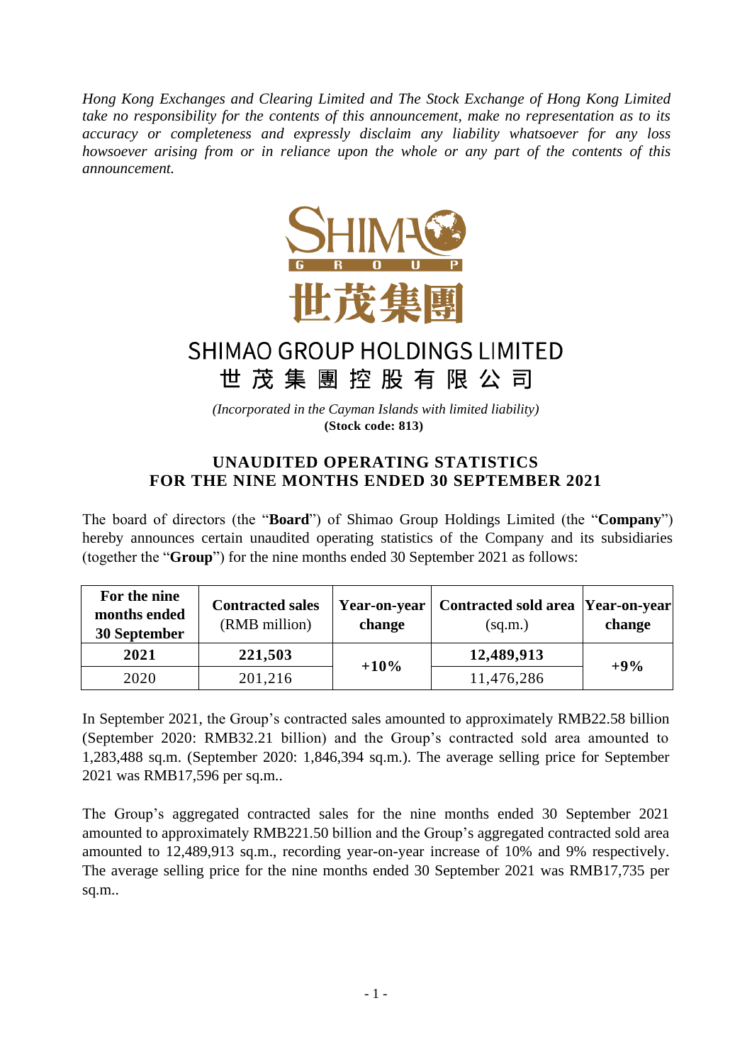*Hong Kong Exchanges and Clearing Limited and The Stock Exchange of Hong Kong Limited take no responsibility for the contents of this announcement, make no representation as to its accuracy or completeness and expressly disclaim any liability whatsoever for any loss howsoever arising from or in reliance upon the whole or any part of the contents of this announcement.*

SHIMAO GROUP

世茂集團

# SHIMAO GROUP HOLDINGS LIMITED

# 世 茂 集 團 控 股 有 限 公 司

*(Incorporated in the Cayman Islands with limited liability)*

**(Stock code: 813)**

## UNAUDITED OPERATING STATISTICS FOR THE NINE MONTHS ENDED 30 SEPTEMBER 2021

The board of directors (the "**Board**") of Shimao Group Holdings Limited (the "**Company**") hereby announces certain unaudited operating statistics of the Company and its subsidiaries (together the "**Group**") for the nine months ended 30 September 2021 as follows:

| For the nine months ended 30 September | Contracted sales (RMB million) | Year-on-year change | Contracted sold area (sq.m.) | Year-on-year change |
|---|---|---|---|---|
| **2021** | **221,503** | **+10%** | **12,489,913** | **+9%** |
| 2020 | 201,216 | | 11,476,286 | |

In September 2021, the Group's contracted sales amounted to approximately RMB22.58 billion (September 2020: RMB32.21 billion) and the Group's contracted sold area amounted to 1,283,488 sq.m. (September 2020: 1,846,394 sq.m.). The average selling price for September 2021 was RMB17,596 per sq.m..

The Group's aggregated contracted sales for the nine months ended 30 September 2021 amounted to approximately RMB221.50 billion and the Group's aggregated contracted sold area amounted to 12,489,913 sq.m., recording year-on-year increase of 10% and 9% respectively. The average selling price for the nine months ended 30 September 2021 was RMB17,735 per sq.m..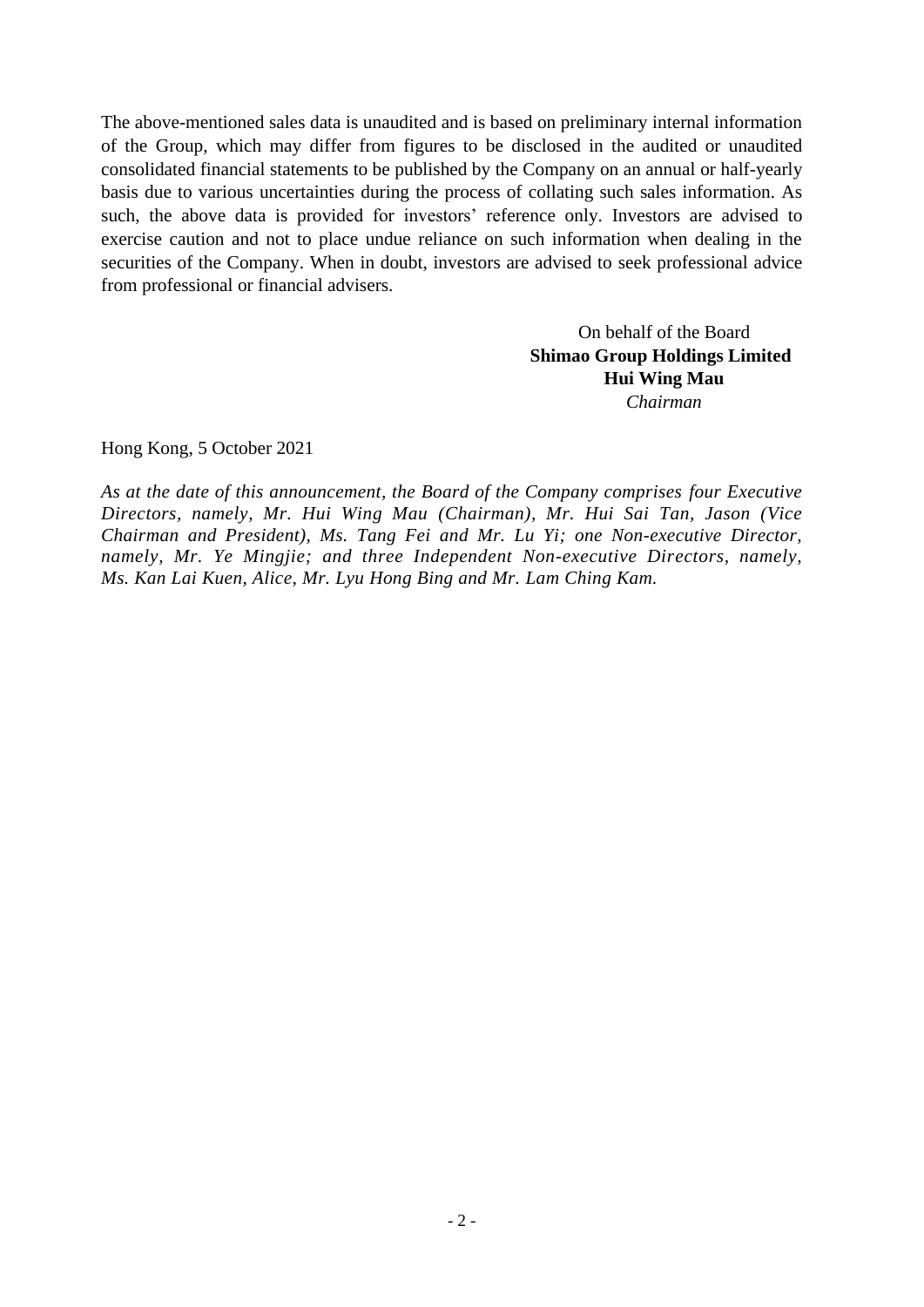The above-mentioned sales data is unaudited and is based on preliminary internal information of the Group, which may differ from figures to be disclosed in the audited or unaudited consolidated financial statements to be published by the Company on an annual or half-yearly basis due to various uncertainties during the process of collating such sales information. As such, the above data is provided for investors' reference only. Investors are advised to exercise caution and not to place undue reliance on such information when dealing in the securities of the Company. When in doubt, investors are advised to seek professional advice from professional or financial advisers.

On behalf of the Board
**Shimao Group Holdings Limited**
**Hui Wing Mau**
*Chairman*

Hong Kong, 5 October 2021

*As at the date of this announcement, the Board of the Company comprises four Executive Directors, namely, Mr. Hui Wing Mau (Chairman), Mr. Hui Sai Tan, Jason (Vice Chairman and President), Ms. Tang Fei and Mr. Lu Yi; one Non-executive Director, namely, Mr. Ye Mingjie; and three Independent Non-executive Directors, namely, Ms. Kan Lai Kuen, Alice, Mr. Lyu Hong Bing and Mr. Lam Ching Kam.*